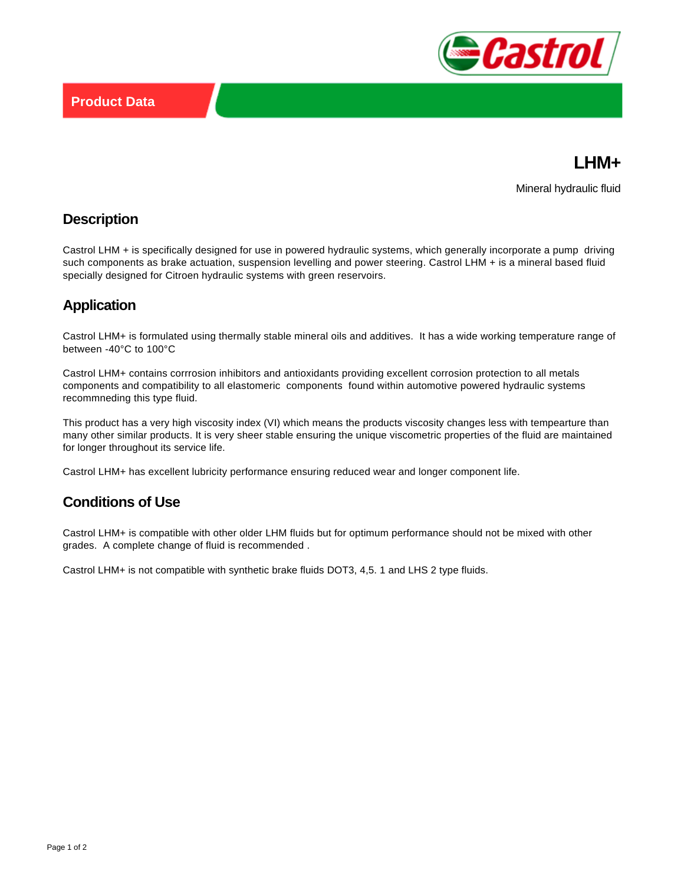Product Data

# LHM+

Mineral hydraulic fluid

## Description

Castrol LHM + is specifically designed for use in powered hydraulic systems, which generally incorporate a pump driving such components as brake actuation, suspension levelling and power steering. Castrol LHM + is a mineral based fluid specially designed for Citroen hydraulic systems with green reservoirs.

## Application

Castrol LHM+ is formulated using thermally stable mineral oils and additives. It has a wide working temperature range of between -40°C to 100°C

Castrol LHM+ contains corrrosion inhibitors and antioxidants providing excellent corrosion protection to all metals components and compatibility to all elastomeric components found within automotive powered hydraulic systems recommneding this type fluid.

This product has a very high viscosity index (VI) which means the products viscosity changes less with tempearture than many other similar products. It is very sheer stable ensuring the unique viscometric properties of the fluid are maintained for longer throughout its service life.

Castrol LHM+ has excellent lubricity performance ensuring reduced wear and longer component life.

## Conditions of Use

Castrol LHM+ is compatible with other older LHM fluids but for optimum performance should not be mixed with other grades. A complete change of fluid is recommended .

Castrol LHM+ is not compatible with synthetic brake fluids DOT3, 4,5. 1 and LHS 2 type fluids.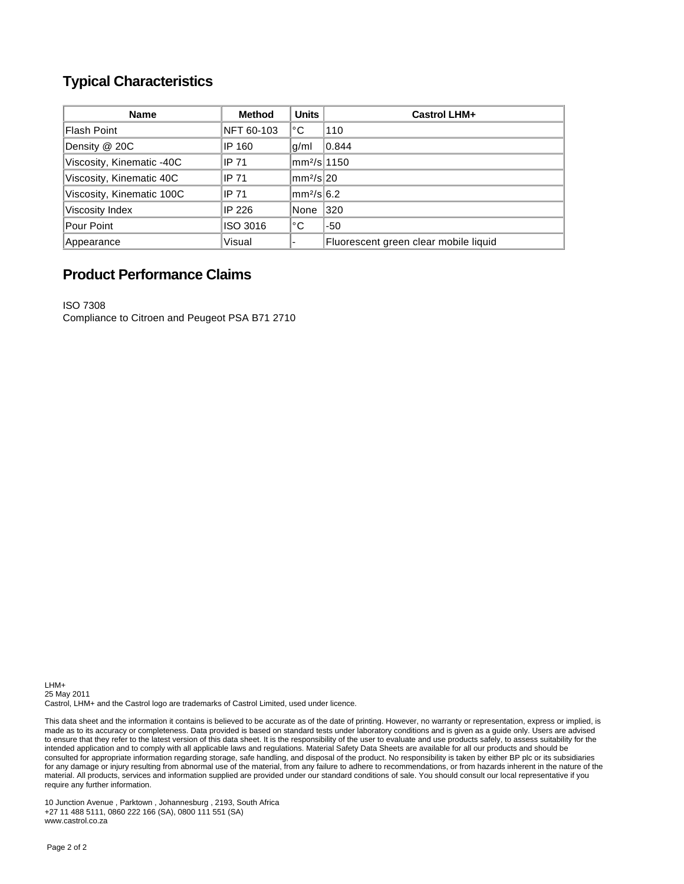## Typical Characteristics

| Name | Method | Units | Castrol LHM+ |
|---|---|---|---|
| Flash Point | NFT 60-103 | °C | 110 |
| Density @ 20C | IP 160 | g/ml | 0.844 |
| Viscosity, Kinematic -40C | IP 71 | $mm^2/s$ | 1150 |
| Viscosity, Kinematic 40C | IP 71 | $mm^2/s$ | 20 |
| Viscosity, Kinematic 100C | IP 71 | $mm^2/s$ | 6.2 |
| Viscosity Index | IP 226 | None | 320 |
| Pour Point | ISO 3016 | °C | -50 |
| Appearance | Visual | - | Fluorescent green clear mobile liquid |

## Product Performance Claims

ISO 7308
Compliance to Citroen and Peugeot PSA B71 2710

LHM+
25 May 2011
Castrol, LHM+ and the Castrol logo are trademarks of Castrol Limited, used under licence.

This data sheet and the information it contains is believed to be accurate as of the date of printing. However, no warranty or representation, express or implied, is made as to its accuracy or completeness. Data provided is based on standard tests under laboratory conditions and is given as a guide only. Users are advised to ensure that they refer to the latest version of this data sheet. It is the responsibility of the user to evaluate and use products safely, to assess suitability for the intended application and to comply with all applicable laws and regulations. Material Safety Data Sheets are available for all our products and should be consulted for appropriate information regarding storage, safe handling, and disposal of the product. No responsibility is taken by either BP plc or its subsidiaries for any damage or injury resulting from abnormal use of the material, from any failure to adhere to recommendations, or from hazards inherent in the nature of the material. All products, services and information supplied are provided under our standard conditions of sale. You should consult our local representative if you require any further information.

10 Junction Avenue , Parktown , Johannesburg , 2193, South Africa
+27 11 488 5111, 0860 222 166 (SA), 0800 111 551 (SA)
www.castrol.co.za